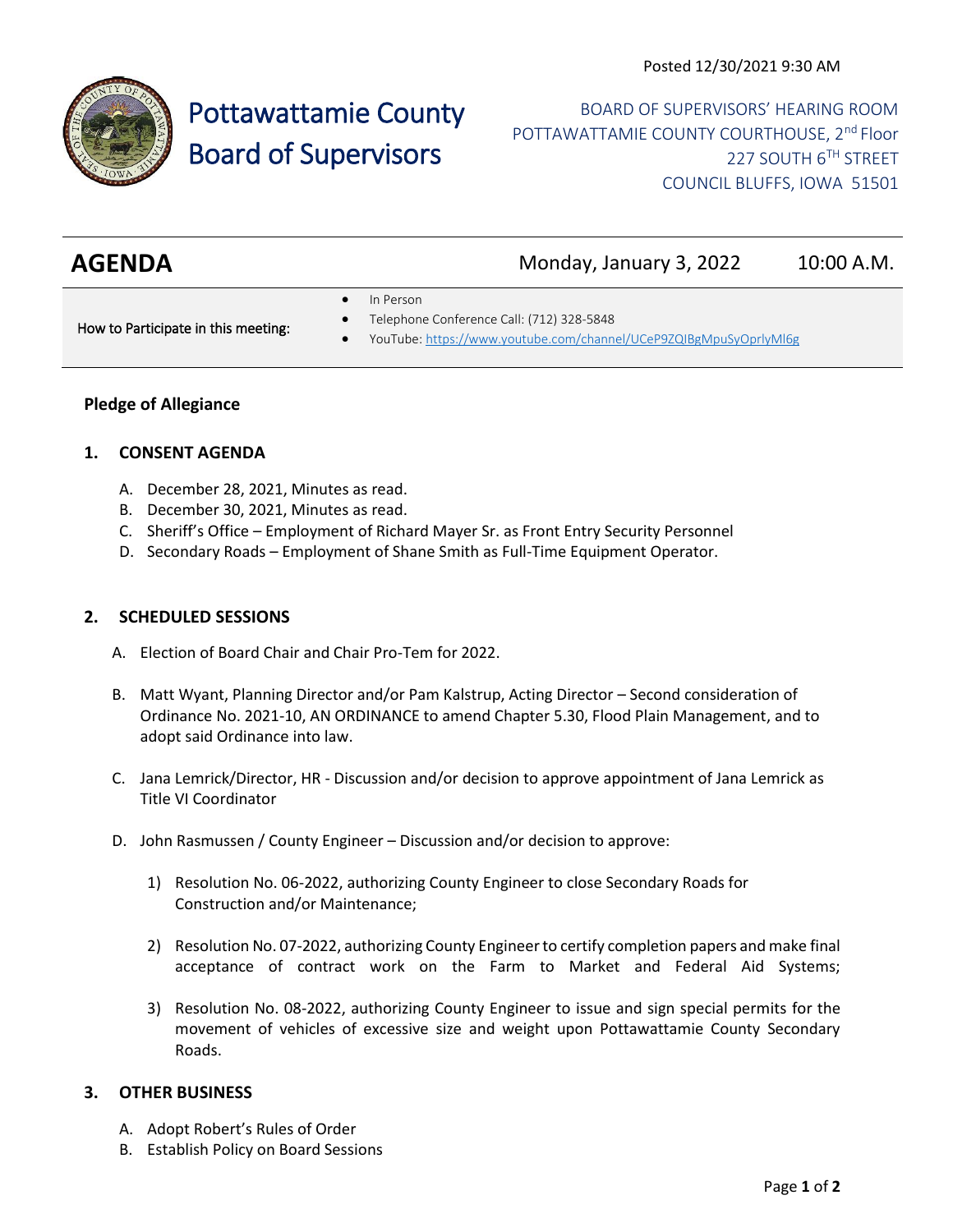Posted 12/30/2021 9:30 AM

# Pottawattamie County Board of Supervisors

BOARD OF SUPERVISORS' HEARING ROOM
POTTAWATTAMIE COUNTY COURTHOUSE, 2nd Floor
227 SOUTH 6TH STREET
COUNCIL BLUFFS, IOWA 51501

## AGENDA

Monday, January 3, 2022 10:00 A.M.

How to Participate in this meeting:

- In Person
- Telephone Conference Call: (712) 328-5848
- YouTube: https://www.youtube.com/channel/UCeP9ZQIBgMpuSyOprlyMl6g

**Pledge of Allegiance**

### 1. CONSENT AGENDA

A. December 28, 2021, Minutes as read.
B. December 30, 2021, Minutes as read.
C. Sheriff's Office – Employment of Richard Mayer Sr. as Front Entry Security Personnel
D. Secondary Roads – Employment of Shane Smith as Full-Time Equipment Operator.

### 2. SCHEDULED SESSIONS

A. Election of Board Chair and Chair Pro-Tem for 2022.

B. Matt Wyant, Planning Director and/or Pam Kalstrup, Acting Director – Second consideration of Ordinance No. 2021-10, AN ORDINANCE to amend Chapter 5.30, Flood Plain Management, and to adopt said Ordinance into law.

C. Jana Lemrick/Director, HR - Discussion and/or decision to approve appointment of Jana Lemrick as Title VI Coordinator

D. John Rasmussen / County Engineer – Discussion and/or decision to approve:

1) Resolution No. 06-2022, authorizing County Engineer to close Secondary Roads for Construction and/or Maintenance;

2) Resolution No. 07-2022, authorizing County Engineer to certify completion papers and make final acceptance of contract work on the Farm to Market and Federal Aid Systems;

3) Resolution No. 08-2022, authorizing County Engineer to issue and sign special permits for the movement of vehicles of excessive size and weight upon Pottawattamie County Secondary Roads.

### 3. OTHER BUSINESS

A. Adopt Robert's Rules of Order
B. Establish Policy on Board Sessions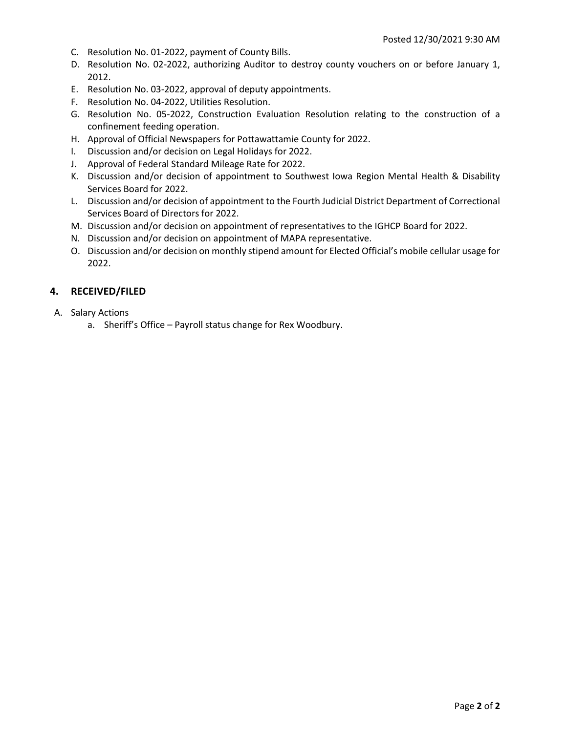Posted 12/30/2021 9:30 AM

C. Resolution No. 01-2022, payment of County Bills.
D. Resolution No. 02-2022, authorizing Auditor to destroy county vouchers on or before January 1, 2012.
E. Resolution No. 03-2022, approval of deputy appointments.
F. Resolution No. 04-2022, Utilities Resolution.
G. Resolution No. 05-2022, Construction Evaluation Resolution relating to the construction of a confinement feeding operation.
H. Approval of Official Newspapers for Pottawattamie County for 2022.
I. Discussion and/or decision on Legal Holidays for 2022.
J. Approval of Federal Standard Mileage Rate for 2022.
K. Discussion and/or decision of appointment to Southwest Iowa Region Mental Health & Disability Services Board for 2022.
L. Discussion and/or decision of appointment to the Fourth Judicial District Department of Correctional Services Board of Directors for 2022.
M. Discussion and/or decision on appointment of representatives to the IGHCP Board for 2022.
N. Discussion and/or decision on appointment of MAPA representative.
O. Discussion and/or decision on monthly stipend amount for Elected Official's mobile cellular usage for 2022.

## 4. RECEIVED/FILED

A. Salary Actions
   a. Sheriff's Office – Payroll status change for Rex Woodbury.